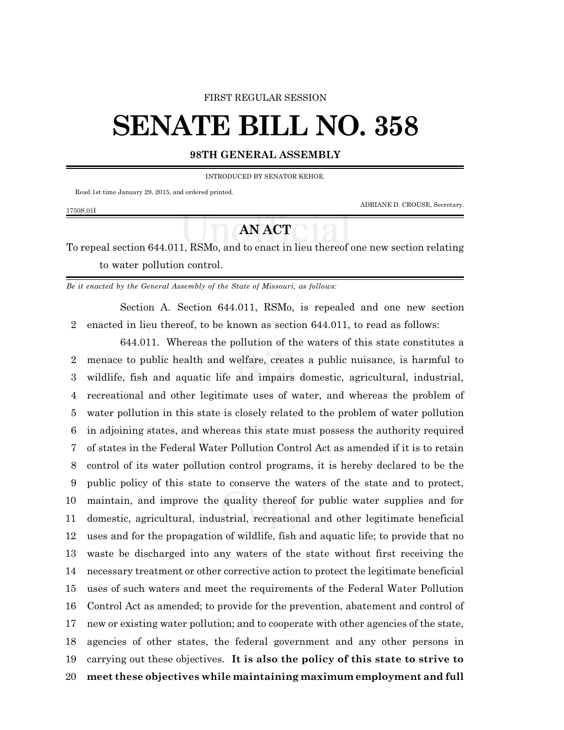FIRST REGULAR SESSION

# SENATE BILL NO. 358

**98TH GENERAL ASSEMBLY**

INTRODUCED BY SENATOR KEHOE.

Read 1st time January 29, 2015, and ordered printed.

ADRIANE D. CROUSE, Secretary.

1750S.01I

## AN ACT

To repeal section 644.011, RSMo, and to enact in lieu thereof one new section relating to water pollution control.

*Be it enacted by the General Assembly of the State of Missouri, as follows:*

Section A. Section 644.011, RSMo, is repealed and one new section enacted in lieu thereof, to be known as section 644.011, to read as follows:

644.011. Whereas the pollution of the waters of this state constitutes a menace to public health and welfare, creates a public nuisance, is harmful to wildlife, fish and aquatic life and impairs domestic, agricultural, industrial, recreational and other legitimate uses of water, and whereas the problem of water pollution in this state is closely related to the problem of water pollution in adjoining states, and whereas this state must possess the authority required of states in the Federal Water Pollution Control Act as amended if it is to retain control of its water pollution control programs, it is hereby declared to be the public policy of this state to conserve the waters of the state and to protect, maintain, and improve the quality thereof for public water supplies and for domestic, agricultural, industrial, recreational and other legitimate beneficial uses and for the propagation of wildlife, fish and aquatic life; to provide that no waste be discharged into any waters of the state without first receiving the necessary treatment or other corrective action to protect the legitimate beneficial uses of such waters and meet the requirements of the Federal Water Pollution Control Act as amended; to provide for the prevention, abatement and control of new or existing water pollution; and to cooperate with other agencies of the state, agencies of other states, the federal government and any other persons in carrying out these objectives. **It is also the policy of this state to strive to meet these objectives while maintaining maximum employment and full**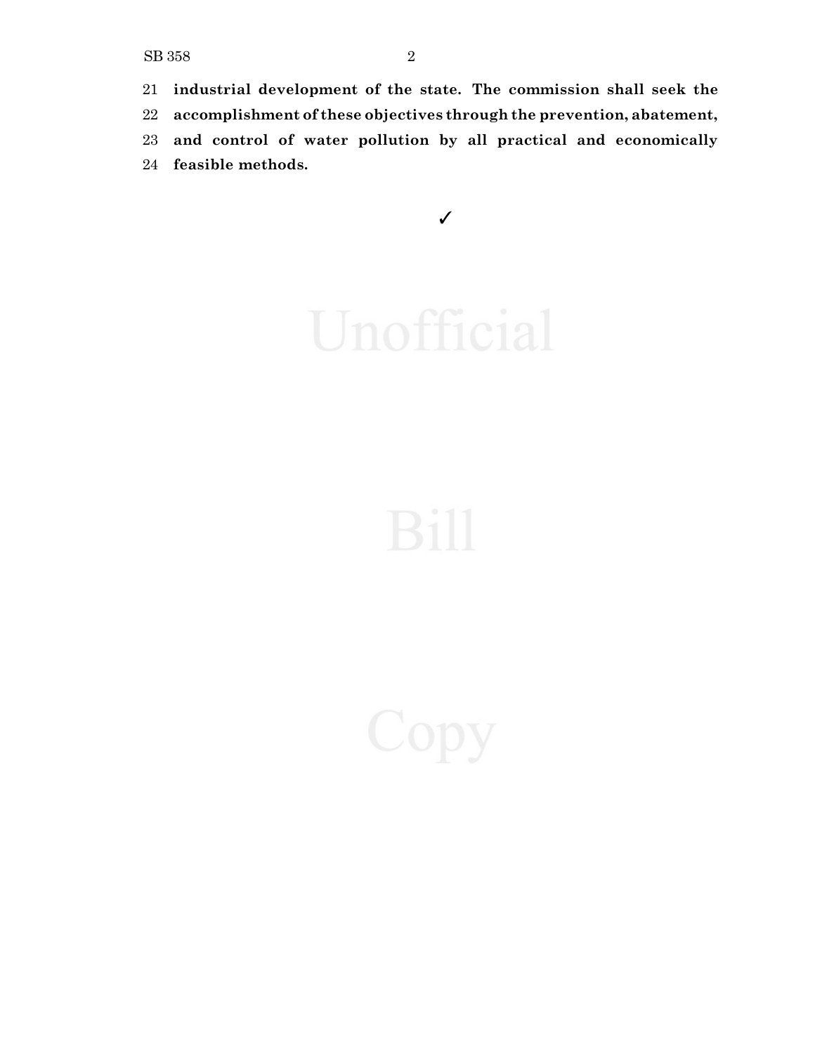**industrial development of the state. The commission shall seek the accomplishment of these objectives through the prevention, abatement, and control of water pollution by all practical and economically feasible methods.**

✓